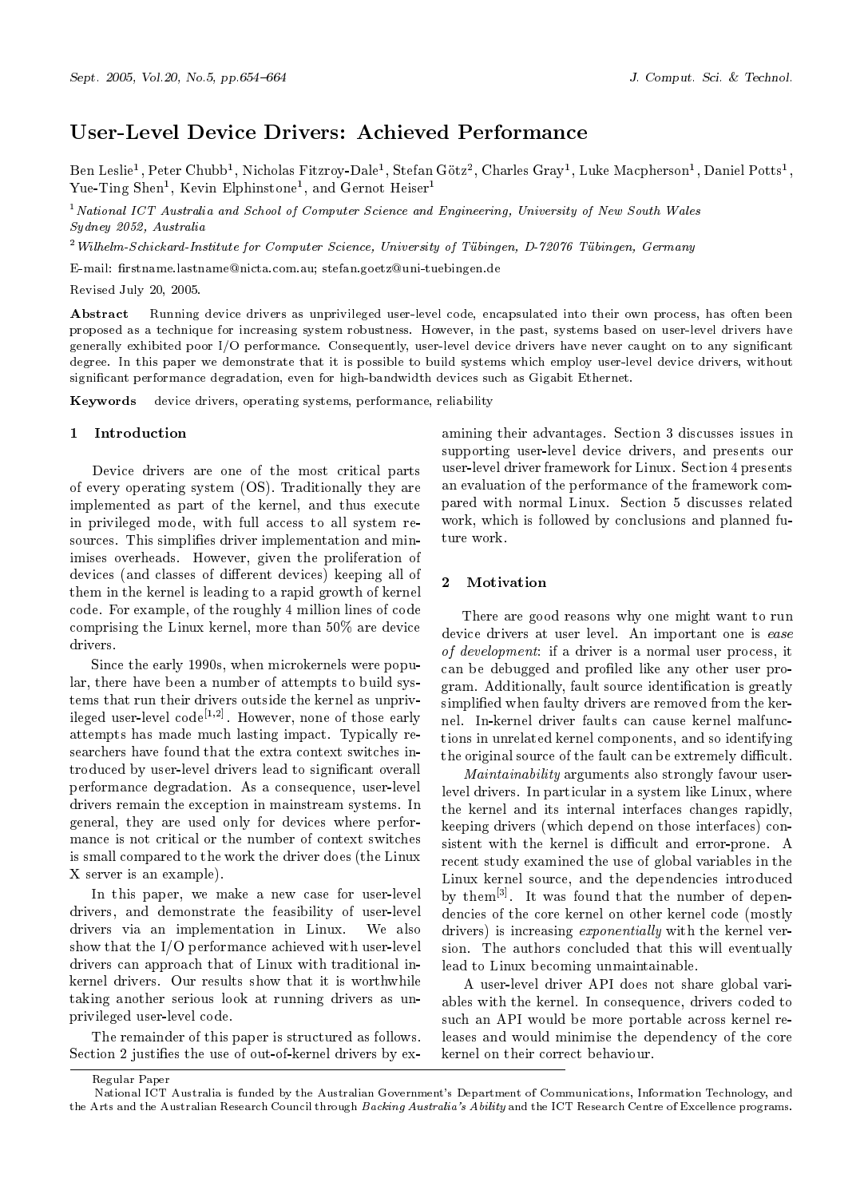# User-Level Device Drivers: Achieved Performance

Ben Leslie[1], Peter Chubb[1], Nicholas Fitzroy-Dale[1], Stefan Götz[2], Charles Gray[1], Luke Macpherson[1], Daniel Potts[1], Yue-Ting Shen[1], Kevin Elphinstone[1], and Gernot Heiser[1]

[1] *National ICT Australia and School of Computer Science and Engineering, University of New South Wales Sydney 2052, Australia*

[2] *Wilhelm-Schickard-Institute for Computer Science, University of Tübingen, D-72076 Tübingen, Germany*

E-mail: firstname.lastname@nicta.com.au; stefan.goetz@uni-tuebingen.de

Revised July 20, 2005.

**Abstract** Running device drivers as unprivileged user-level code, encapsulated into their own process, has often been proposed as a technique for increasing system robustness. However, in the past, systems based on user-level drivers have generally exhibited poor I/O performance. Consequently, user-level device drivers have never caught on to any significant degree. In this paper we demonstrate that it is possible to build systems which employ user-level device drivers, without significant performance degradation, even for high-bandwidth devices such as Gigabit Ethernet.

**Keywords** device drivers, operating systems, performance, reliability

## 1 Introduction

Device drivers are one of the most critical parts of every operating system (OS). Traditionally they are implemented as part of the kernel, and thus execute in privileged mode, with full access to all system resources. This simplifies driver implementation and minimises overheads. However, given the proliferation of devices (and classes of different devices) keeping all of them in the kernel is leading to a rapid growth of kernel code. For example, of the roughly 4 million lines of code comprising the Linux kernel, more than 50% are device drivers.

Since the early 1990s, when microkernels were popular, there have been a number of attempts to build systems that run their drivers outside the kernel as unprivileged user-level code[1,2]. However, none of those early attempts has made much lasting impact. Typically researchers have found that the extra context switches introduced by user-level drivers lead to significant overall performance degradation. As a consequence, user-level drivers remain the exception in mainstream systems. In general, they are used only for devices where performance is not critical or the number of context switches is small compared to the work the driver does (the Linux X server is an example).

In this paper, we make a new case for user-level drivers, and demonstrate the feasibility of user-level drivers via an implementation in Linux. We also show that the I/O performance achieved with user-level drivers can approach that of Linux with traditional in-kernel drivers. Our results show that it is worthwhile taking another serious look at running drivers as unprivileged user-level code.

The remainder of this paper is structured as follows. Section 2 justifies the use of out-of-kernel drivers by examining their advantages. Section 3 discusses issues in supporting user-level device drivers, and presents our user-level driver framework for Linux. Section 4 presents an evaluation of the performance of the framework compared with normal Linux. Section 5 discusses related work, which is followed by conclusions and planned future work.

## 2 Motivation

There are good reasons why one might want to run device drivers at user level. An important one is *ease of development*: if a driver is a normal user process, it can be debugged and profiled like any other user program. Additionally, fault source identification is greatly simplified when faulty drivers are removed from the kernel. In-kernel driver faults can cause kernel malfunctions in unrelated kernel components, and so identifying the original source of the fault can be extremely difficult.

*Maintainability* arguments also strongly favour user-level drivers. In particular in a system like Linux, where the kernel and its internal interfaces changes rapidly, keeping drivers (which depend on those interfaces) consistent with the kernel is difficult and error-prone. A recent study examined the use of global variables in the Linux kernel source, and the dependencies introduced by them[3]. It was found that the number of dependencies of the core kernel on other kernel code (mostly drivers) is increasing *exponentially* with the kernel version. The authors concluded that this will eventually lead to Linux becoming unmaintainable.

A user-level driver API does not share global variables with the kernel. In consequence, drivers coded to such an API would be more portable across kernel releases and would minimise the dependency of the core kernel on their correct behaviour.

Regular Paper

National ICT Australia is funded by the Australian Government's Department of Communications, Information Technology, and the Arts and the Australian Research Council through *Backing Australia's Ability* and the ICT Research Centre of Excellence programs.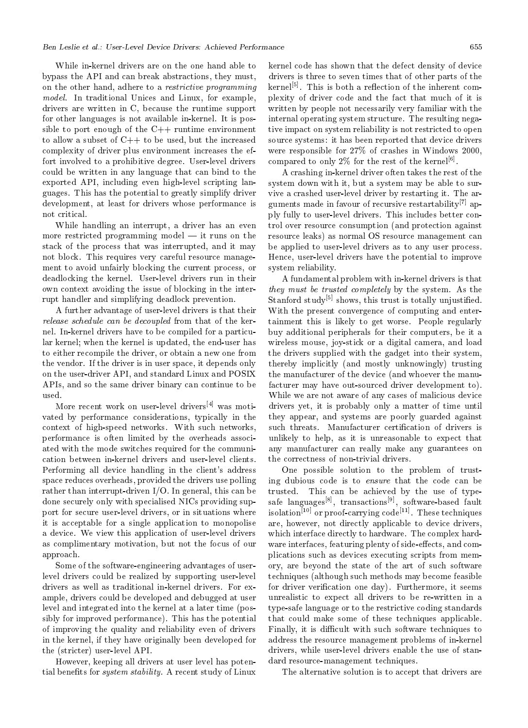While in-kernel drivers are on the one hand able to bypass the API and can break abstractions, they must, on the other hand, adhere to a *restrictive programming model*. In traditional Unices and Linux, for example, drivers are written in C, because the runtime support for other languages is not available in-kernel. It is possible to port enough of the C++ runtime environment to allow a subset of C++ to be used, but the increased complexity of driver plus environment increases the effort involved to a prohibitive degree. User-level drivers could be written in any language that can bind to the exported API, including even high-level scripting languages. This has the potential to greatly simplify driver development, at least for drivers whose performance is not critical.

While handling an interrupt, a driver has an even more restricted programming model — it runs on the stack of the process that was interrupted, and it may not block. This requires very careful resource management to avoid unfairly blocking the current process, or deadlocking the kernel. User-level drivers run in their own context avoiding the issue of blocking in the interrupt handler and simplifying deadlock prevention.

A further advantage of user-level drivers is that their *release schedule can be decoupled* from that of the kernel. In-kernel drivers have to be compiled for a particular kernel; when the kernel is updated, the end-user has to either recompile the driver, or obtain a new one from the vendor. If the driver is in user space, it depends only on the user-driver API, and standard Linux and POSIX APIs, and so the same driver binary can continue to be used.

More recent work on user-level drivers[4] was motivated by performance considerations, typically in the context of high-speed networks. With such networks, performance is often limited by the overheads associated with the mode switches required for the communication between in-kernel drivers and user-level clients. Performing all device handling in the client's address space reduces overheads, provided the drivers use polling rather than interrupt-driven I/O. In general, this can be done securely only with specialised NICs providing support for secure user-level drivers, or in situations where it is acceptable for a single application to monopolise a device. We view this application of user-level drivers as complimentary motivation, but not the focus of our approach.

Some of the software-engineering advantages of user-level drivers could be realized by supporting user-level drivers as well as traditional in-kernel drivers. For example, drivers could be developed and debugged at user level and integrated into the kernel at a later time (possibly for improved performance). This has the potential of improving the quality and reliability even of drivers in the kernel, if they have originally been developed for the (stricter) user-level API.

However, keeping all drivers at user level has potential benefits for *system stability*. A recent study of Linux kernel code has shown that the defect density of device drivers is three to seven times that of other parts of the kernel[5]. This is both a reflection of the inherent complexity of driver code and the fact that much of it is written by people not necessarily very familiar with the internal operating system structure. The resulting negative impact on system reliability is not restricted to open source systems: it has been reported that device drivers were responsible for 27% of crashes in Windows 2000, compared to only 2% for the rest of the kernel[6].

A crashing in-kernel driver often takes the rest of the system down with it, but a system may be able to survive a crashed user-level driver by restarting it. The arguments made in favour of recursive restartability[7] apply fully to user-level drivers. This includes better control over resource consumption (and protection against resource leaks) as normal OS resource management can be applied to user-level drivers as to any user process. Hence, user-level drivers have the potential to improve system reliability.

A fundamental problem with in-kernel drivers is that *they must be trusted completely* by the system. As the Stanford study[5] shows, this trust is totally unjustified. With the present convergence of computing and entertainment this is likely to get worse. People regularly buy additional peripherals for their computers, be it a wireless mouse, joy-stick or a digital camera, and load the drivers supplied with the gadget into their system, thereby implicitly (and mostly unknowingly) trusting the manufacturer of the device (and whoever the manufacturer may have out-sourced driver development to). While we are not aware of any cases of malicious device drivers yet, it is probably only a matter of time until they appear, and systems are poorly guarded against such threats. Manufacturer certification of drivers is unlikely to help, as it is unreasonable to expect that any manufacturer can really make any guarantees on the correctness of non-trivial drivers.

One possible solution to the problem of trusting dubious code is to *ensure* that the code can be trusted. This can be achieved by the use of type-safe languages[8], transactions[9], software-based fault isolation[10] or proof-carrying code[11]. These techniques are, however, not directly applicable to device drivers, which interface directly to hardware. The complex hardware interfaces, featuring plenty of side-effects, and complications such as devices executing scripts from memory, are beyond the state of the art of such software techniques (although such methods may become feasible for driver verification one day). Furthermore, it seems unrealistic to expect all drivers to be re-written in a type-safe language or to the restrictive coding standards that could make some of these techniques applicable. Finally, it is difficult with such software techniques to address the resource management problems of in-kernel drivers, while user-level drivers enable the use of standard resource-management techniques.

The alternative solution is to accept that drivers are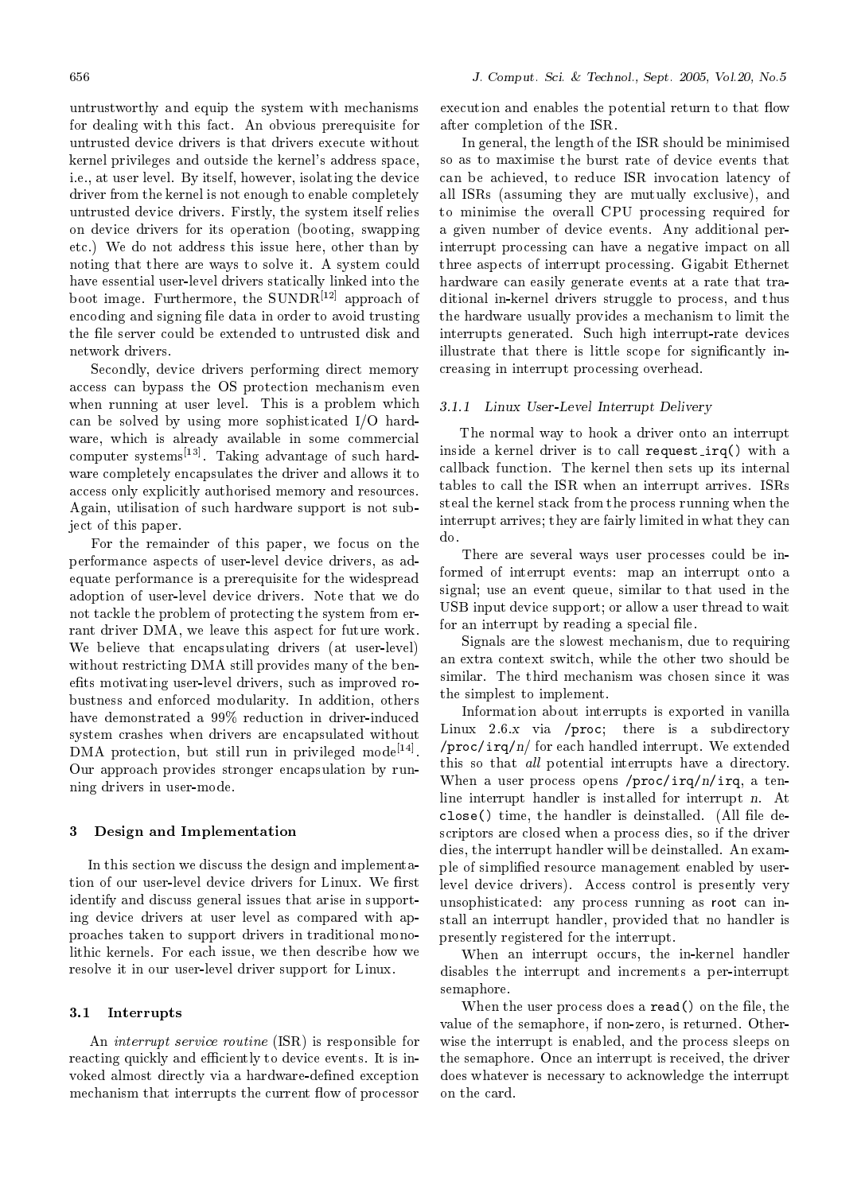untrustworthy and equip the system with mechanisms for dealing with this fact. An obvious prerequisite for untrusted device drivers is that drivers execute without kernel privileges and outside the kernel's address space, i.e., at user level. By itself, however, isolating the device driver from the kernel is not enough to enable completely untrusted device drivers. Firstly, the system itself relies on device drivers for its operation (booting, swapping etc.) We do not address this issue here, other than by noting that there are ways to solve it. A system could have essential user-level drivers statically linked into the boot image. Furthermore, the SUNDR[12] approach of encoding and signing file data in order to avoid trusting the file server could be extended to untrusted disk and network drivers.

Secondly, device drivers performing direct memory access can bypass the OS protection mechanism even when running at user level. This is a problem which can be solved by using more sophisticated I/O hardware, which is already available in some commercial computer systems[13]. Taking advantage of such hardware completely encapsulates the driver and allows it to access only explicitly authorised memory and resources. Again, utilisation of such hardware support is not subject of this paper.

For the remainder of this paper, we focus on the performance aspects of user-level device drivers, as adequate performance is a prerequisite for the widespread adoption of user-level device drivers. Note that we do not tackle the problem of protecting the system from errant driver DMA, we leave this aspect for future work. We believe that encapsulating drivers (at user-level) without restricting DMA still provides many of the benefits motivating user-level drivers, such as improved robustness and enforced modularity. In addition, others have demonstrated a 99% reduction in driver-induced system crashes when drivers are encapsulated without DMA protection, but still run in privileged mode[14]. Our approach provides stronger encapsulation by running drivers in user-mode.

## 3 Design and Implementation

In this section we discuss the design and implementation of our user-level device drivers for Linux. We first identify and discuss general issues that arise in supporting device drivers at user level as compared with approaches taken to support drivers in traditional monolithic kernels. For each issue, we then describe how we resolve it in our user-level driver support for Linux.

### 3.1 Interrupts

An *interrupt service routine* (ISR) is responsible for reacting quickly and efficiently to device events. It is invoked almost directly via a hardware-defined exception mechanism that interrupts the current flow of processor execution and enables the potential return to that flow after completion of the ISR.

In general, the length of the ISR should be minimised so as to maximise the burst rate of device events that can be achieved, to reduce ISR invocation latency of all ISRs (assuming they are mutually exclusive), and to minimise the overall CPU processing required for a given number of device events. Any additional per-interrupt processing can have a negative impact on all three aspects of interrupt processing. Gigabit Ethernet hardware can easily generate events at a rate that traditional in-kernel drivers struggle to process, and thus the hardware usually provides a mechanism to limit the interrupts generated. Such high interrupt-rate devices illustrate that there is little scope for significantly increasing in interrupt processing overhead.

#### 3.1.1 Linux User-Level Interrupt Delivery

The normal way to hook a driver onto an interrupt inside a kernel driver is to call `request_irq()` with a callback function. The kernel then sets up its internal tables to call the ISR when an interrupt arrives. ISRs steal the kernel stack from the process running when the interrupt arrives; they are fairly limited in what they can do.

There are several ways user processes could be informed of interrupt events: map an interrupt onto a signal; use an event queue, similar to that used in the USB input device support; or allow a user thread to wait for an interrupt by reading a special file.

Signals are the slowest mechanism, due to requiring an extra context switch, while the other two should be similar. The third mechanism was chosen since it was the simplest to implement.

Information about interrupts is exported in vanilla Linux 2.6.*x* via `/proc`; there is a subdirectory `/proc/irq/`*n*`/` for each handled interrupt. We extended this so that *all* potential interrupts have a directory. When a user process opens `/proc/irq/`*n*`/irq`, a ten-line interrupt handler is installed for interrupt *n*. At `close()` time, the handler is deinstalled. (All file descriptors are closed when a process dies, so if the driver dies, the interrupt handler will be deinstalled. An example of simplified resource management enabled by user-level device drivers). Access control is presently very unsophisticated: any process running as `root` can install an interrupt handler, provided that no handler is presently registered for the interrupt.

When an interrupt occurs, the in-kernel handler disables the interrupt and increments a per-interrupt semaphore.

When the user process does a `read()` on the file, the value of the semaphore, if non-zero, is returned. Otherwise the interrupt is enabled, and the process sleeps on the semaphore. Once an interrupt is received, the driver does whatever is necessary to acknowledge the interrupt on the card.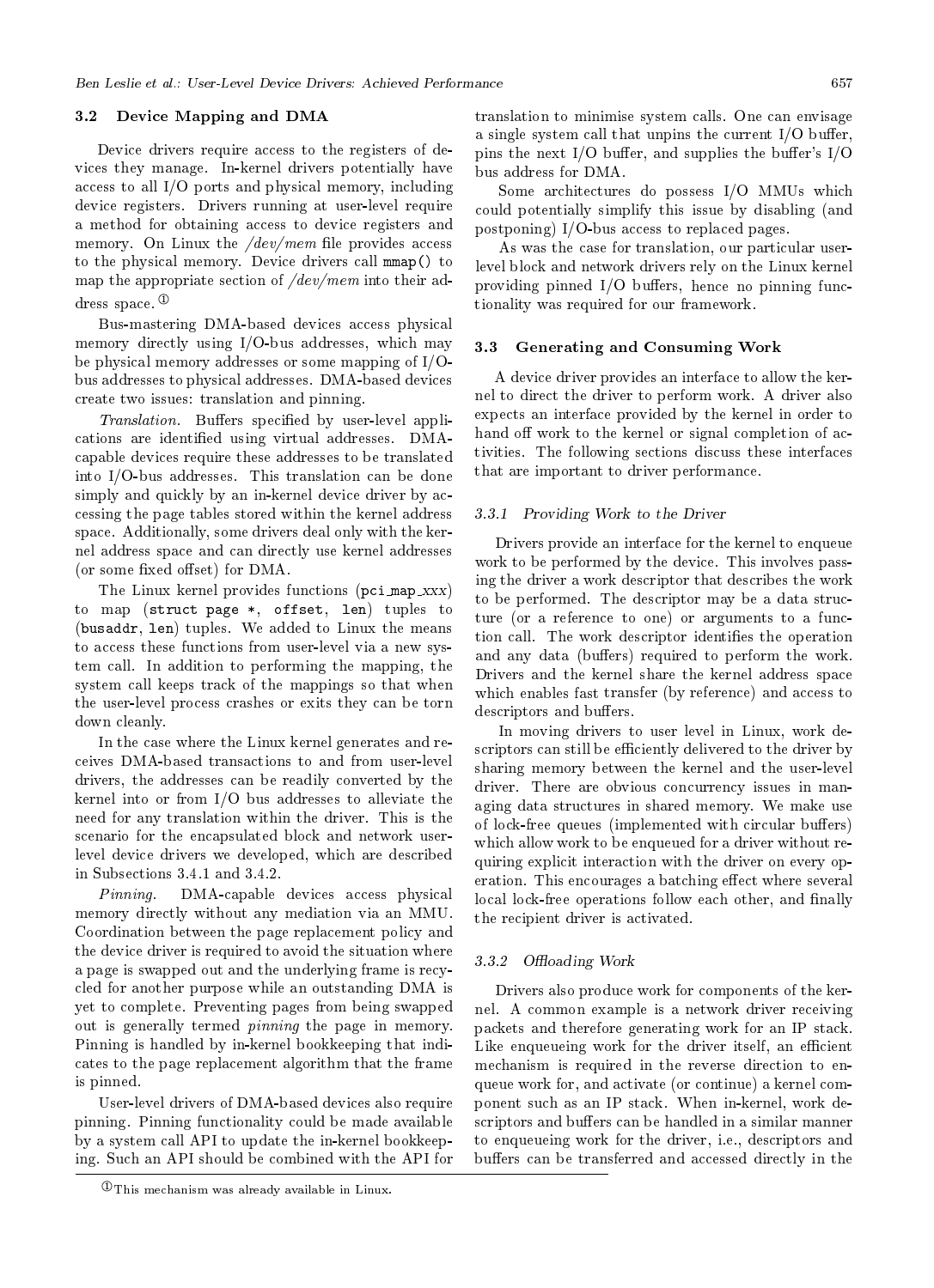### 3.2 Device Mapping and DMA

Device drivers require access to the registers of devices they manage. In-kernel drivers potentially have access to all I/O ports and physical memory, including device registers. Drivers running at user-level require a method for obtaining access to device registers and memory. On Linux the */dev/mem* file provides access to the physical memory. Device drivers call `mmap()` to map the appropriate section of */dev/mem* into their address space.[①]

Bus-mastering DMA-based devices access physical memory directly using I/O-bus addresses, which may be physical memory addresses or some mapping of I/O-bus addresses to physical addresses. DMA-based devices create two issues: translation and pinning.

*Translation.* Buffers specified by user-level applications are identified using virtual addresses. DMA-capable devices require these addresses to be translated into I/O-bus addresses. This translation can be done simply and quickly by an in-kernel device driver by accessing the page tables stored within the kernel address space. Additionally, some drivers deal only with the kernel address space and can directly use kernel addresses (or some fixed offset) for DMA.

The Linux kernel provides functions (`pci_map_xxx`) to map (`struct page *, offset, len`) tuples to (`busaddr, len`) tuples. We added to Linux the means to access these functions from user-level via a new system call. In addition to performing the mapping, the system call keeps track of the mappings so that when the user-level process crashes or exits they can be torn down cleanly.

In the case where the Linux kernel generates and receives DMA-based transactions to and from user-level drivers, the addresses can be readily converted by the kernel into or from I/O bus addresses to alleviate the need for any translation within the driver. This is the scenario for the encapsulated block and network user-level device drivers we developed, which are described in Subsections 3.4.1 and 3.4.2.

*Pinning.* DMA-capable devices access physical memory directly without any mediation via an MMU. Coordination between the page replacement policy and the device driver is required to avoid the situation where a page is swapped out and the underlying frame is recycled for another purpose while an outstanding DMA is yet to complete. Preventing pages from being swapped out is generally termed *pinning* the page in memory. Pinning is handled by in-kernel bookkeeping that indicates to the page replacement algorithm that the frame is pinned.

User-level drivers of DMA-based devices also require pinning. Pinning functionality could be made available by a system call API to update the in-kernel bookkeeping. Such an API should be combined with the API for translation to minimise system calls. One can envisage a single system call that unpins the current I/O buffer, pins the next I/O buffer, and supplies the buffer's I/O bus address for DMA.

Some architectures do possess I/O MMUs which could potentially simplify this issue by disabling (and postponing) I/O-bus access to replaced pages.

As was the case for translation, our particular user-level block and network drivers rely on the Linux kernel providing pinned I/O buffers, hence no pinning functionality was required for our framework.

### 3.3 Generating and Consuming Work

A device driver provides an interface to allow the kernel to direct the driver to perform work. A driver also expects an interface provided by the kernel in order to hand off work to the kernel or signal completion of activities. The following sections discuss these interfaces that are important to driver performance.

#### 3.3.1 Providing Work to the Driver

Drivers provide an interface for the kernel to enqueue work to be performed by the device. This involves passing the driver a work descriptor that describes the work to be performed. The descriptor may be a data structure (or a reference to one) or arguments to a function call. The work descriptor identifies the operation and any data (buffers) required to perform the work. Drivers and the kernel share the kernel address space which enables fast transfer (by reference) and access to descriptors and buffers.

In moving drivers to user level in Linux, work descriptors can still be efficiently delivered to the driver by sharing memory between the kernel and the user-level driver. There are obvious concurrency issues in managing data structures in shared memory. We make use of lock-free queues (implemented with circular buffers) which allow work to be enqueued for a driver without requiring explicit interaction with the driver on every operation. This encourages a batching effect where several local lock-free operations follow each other, and finally the recipient driver is activated.

#### 3.3.2 Offloading Work

Drivers also produce work for components of the kernel. A common example is a network driver receiving packets and therefore generating work for an IP stack. Like enqueueing work for the driver itself, an efficient mechanism is required in the reverse direction to enqueue work for, and activate (or continue) a kernel component such as an IP stack. When in-kernel, work descriptors and buffers can be handled in a similar manner to enqueueing work for the driver, i.e., descriptors and buffers can be transferred and accessed directly in the

[①] This mechanism was already available in Linux.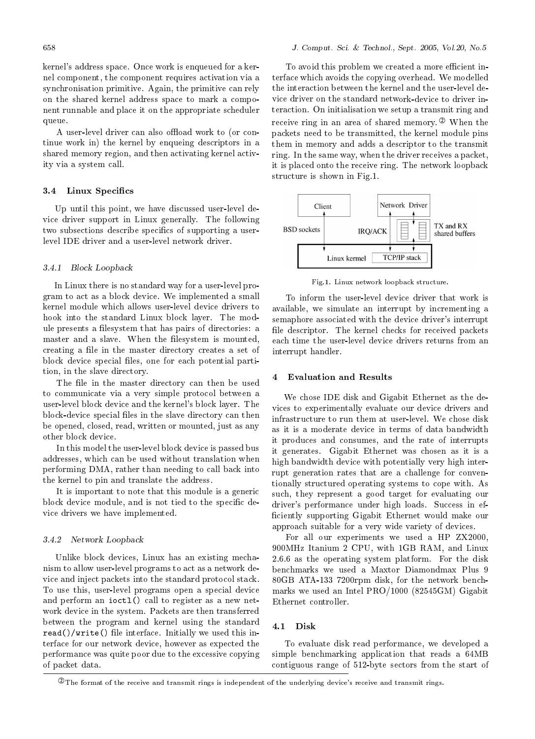kernel's address space. Once work is enqueued for a kernel component, the component requires activation via a synchronisation primitive. Again, the primitive can rely on the shared kernel address space to mark a component runnable and place it on the appropriate scheduler queue.

A user-level driver can also offload work to (or continue work in) the kernel by enqueing descriptors in a shared memory region, and then activating kernel activity via a system call.

### 3.4 Linux Specifics

Up until this point, we have discussed user-level device driver support in Linux generally. The following two subsections describe specifics of supporting a user-level IDE driver and a user-level network driver.

#### 3.4.1 Block Loopback

In Linux there is no standard way for a user-level program to act as a block device. We implemented a small kernel module which allows user-level device drivers to hook into the standard Linux block layer. The module presents a filesystem that has pairs of directories: a master and a slave. When the filesystem is mounted, creating a file in the master directory creates a set of block device special files, one for each potential partition, in the slave directory.

The file in the master directory can then be used to communicate via a very simple protocol between a user-level block device and the kernel's block layer. The block-device special files in the slave directory can then be opened, closed, read, written or mounted, just as any other block device.

In this model the user-level block device is passed bus addresses, which can be used without translation when performing DMA, rather than needing to call back into the kernel to pin and translate the address.

It is important to note that this module is a generic block device module, and is not tied to the specific device drivers we have implemented.

#### 3.4.2 Network Loopback

Unlike block devices, Linux has an existing mechanism to allow user-level programs to act as a network device and inject packets into the standard protocol stack. To use this, user-level programs open a special device and perform an `ioctl()` call to register as a new network device in the system. Packets are then transferred between the program and kernel using the standard `read()`/`write()` file interface. Initially we used this interface for our network device, however as expected the performance was quite poor due to the excessive copying of packet data.

To avoid this problem we created a more efficient interface which avoids the copying overhead. We modelled the interaction between the kernel and the user-level device driver on the standard network-device to driver interaction. On initialisation we setup a transmit ring and receive ring in an area of shared memory.[2] When the packets need to be transmitted, the kernel module pins them in memory and adds a descriptor to the transmit ring. In the same way, when the driver receives a packet, it is placed onto the receive ring. The network loopback structure is shown in Fig.1.

Fig.1. Linux network loopback structure.

To inform the user-level device driver that work is available, we simulate an interrupt by incrementing a semaphore associated with the device driver's interrupt file descriptor. The kernel checks for received packets each time the user-level device drivers returns from an interrupt handler.

## 4 Evaluation and Results

We chose IDE disk and Gigabit Ethernet as the devices to experimentally evaluate our device drivers and infrastructure to run them at user-level. We chose disk as it is a moderate device in terms of data bandwidth it produces and consumes, and the rate of interrupts it generates. Gigabit Ethernet was chosen as it is a high bandwidth device with potentially very high interrupt generation rates that are a challenge for conventionally structured operating systems to cope with. As such, they represent a good target for evaluating our driver's performance under high loads. Success in efficiently supporting Gigabit Ethernet would make our approach suitable for a very wide variety of devices.

For all our experiments we used a HP ZX2000, 900MHz Itanium 2 CPU, with 1GB RAM, and Linux 2.6.6 as the operating system platform. For the disk benchmarks we used a Maxtor Diamondmax Plus 9 80GB ATA-133 7200rpm disk, for the network benchmarks we used an Intel PRO/1000 (82545GM) Gigabit Ethernet controller.

### 4.1 Disk

To evaluate disk read performance, we developed a simple benchmarking application that reads a 64MB contiguous range of 512-byte sectors from the start of

[2] The format of the receive and transmit rings is independent of the underlying device's receive and transmit rings.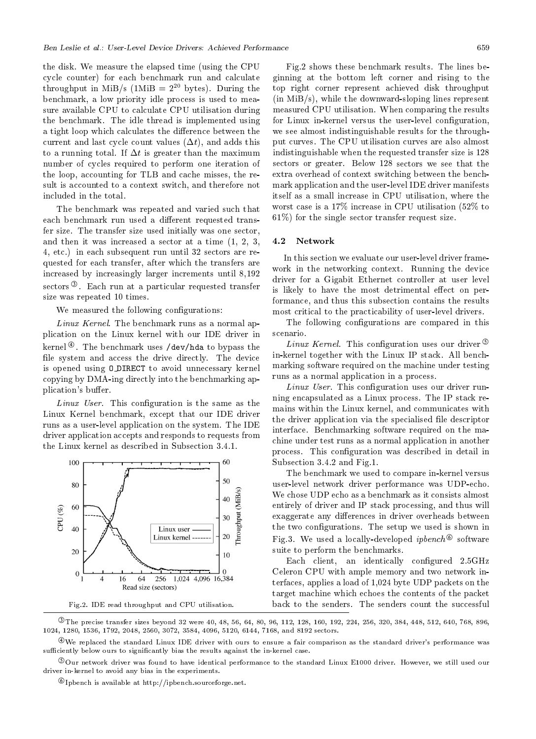the disk. We measure the elapsed time (using the CPU cycle counter) for each benchmark run and calculate throughput in MiB/s (1MiB = $2^{20}$ bytes). During the benchmark, a low priority idle process is used to measure available CPU to calculate CPU utilisation during the benchmark. The idle thread is implemented using a tight loop which calculates the difference between the current and last cycle count values ($\Delta t$), and adds this to a running total. If $\Delta t$ is greater than the maximum number of cycles required to perform one iteration of the loop, accounting for TLB and cache misses, the result is accounted to a context switch, and therefore not included in the total.

The benchmark was repeated and varied such that each benchmark run used a different requested transfer size. The transfer size used initially was one sector, and then it was increased a sector at a time (1, 2, 3, 4, etc.) in each subsequent run until 32 sectors are requested for each transfer, after which the transfers are increased by increasingly larger increments until 8,192 sectors[3]. Each run at a particular requested transfer size was repeated 10 times.

We measured the following configurations:

*Linux Kernel*. The benchmark runs as a normal application on the Linux kernel with our IDE driver in kernel[4]. The benchmark uses `/dev/hda` to bypass the file system and access the drive directly. The device is opened using `O_DIRECT` to avoid unnecessary kernel copying by DMA-ing directly into the benchmarking application's buffer.

*Linux User*. This configuration is the same as the Linux Kernel benchmark, except that our IDE driver runs as a user-level application on the system. The IDE driver application accepts and responds to requests from the Linux kernel as described in Subsection 3.4.1.

Fig.2. IDE read throughput and CPU utilisation.

Fig.2 shows these benchmark results. The lines beginning at the bottom left corner and rising to the top right corner represent achieved disk throughput (in MiB/s), while the downward-sloping lines represent measured CPU utilisation. When comparing the results for Linux in-kernel versus the user-level configuration, we see almost indistinguishable results for the throughput curves. The CPU utilisation curves are also almost indistinguishable when the requested transfer size is 128 sectors or greater. Below 128 sectors we see that the extra overhead of context switching between the benchmark application and the user-level IDE driver manifests itself as a small increase in CPU utilisation, where the worst case is a 17% increase in CPU utilisation (52% to 61%) for the single sector transfer request size.

### 4.2 Network

In this section we evaluate our user-level driver framework in the networking context. Running the device driver for a Gigabit Ethernet controller at user level is likely to have the most detrimental effect on performance, and thus this subsection contains the results most critical to the practicability of user-level drivers.

The following configurations are compared in this scenario.

*Linux Kernel*. This configuration uses our driver[5] in-kernel together with the Linux IP stack. All benchmarking software required on the machine under testing runs as a normal application in a process.

*Linux User*. This configuration uses our driver running encapsulated as a Linux process. The IP stack remains within the Linux kernel, and communicates with the driver application via the specialised file descriptor interface. Benchmarking software required on the machine under test runs as a normal application in another process. This configuration was described in detail in Subsection 3.4.2 and Fig.1.

The benchmark we used to compare in-kernel versus user-level network driver performance was UDP-echo. We chose UDP echo as a benchmark as it consists almost entirely of driver and IP stack processing, and thus will exaggerate any differences in driver overheads between the two configurations. The setup we used is shown in Fig.3. We used a locally-developed *ipbench*[6] software suite to perform the benchmarks.

Each client, an identically configured 2.5GHz Celeron CPU with ample memory and two network interfaces, applies a load of 1,024 byte UDP packets on the target machine which echoes the contents of the packet back to the senders. The senders count the successful

[3] The precise transfer sizes beyond 32 were 40, 48, 56, 64, 80, 96, 112, 128, 160, 192, 224, 256, 320, 384, 448, 512, 640, 768, 896, 1024, 1280, 1536, 1792, 2048, 2560, 3072, 3584, 4096, 5120, 6144, 7168, and 8192 sectors.

[4] We replaced the standard Linux IDE driver with ours to ensure a fair comparison as the standard driver's performance was sufficiently below ours to significantly bias the results against the in-kernel case.

[5] Our network driver was found to have identical performance to the standard Linux E1000 driver. However, we still used our driver in-kernel to avoid any bias in the experiments.

[6] Ipbench is available at http://ipbench.sourceforge.net.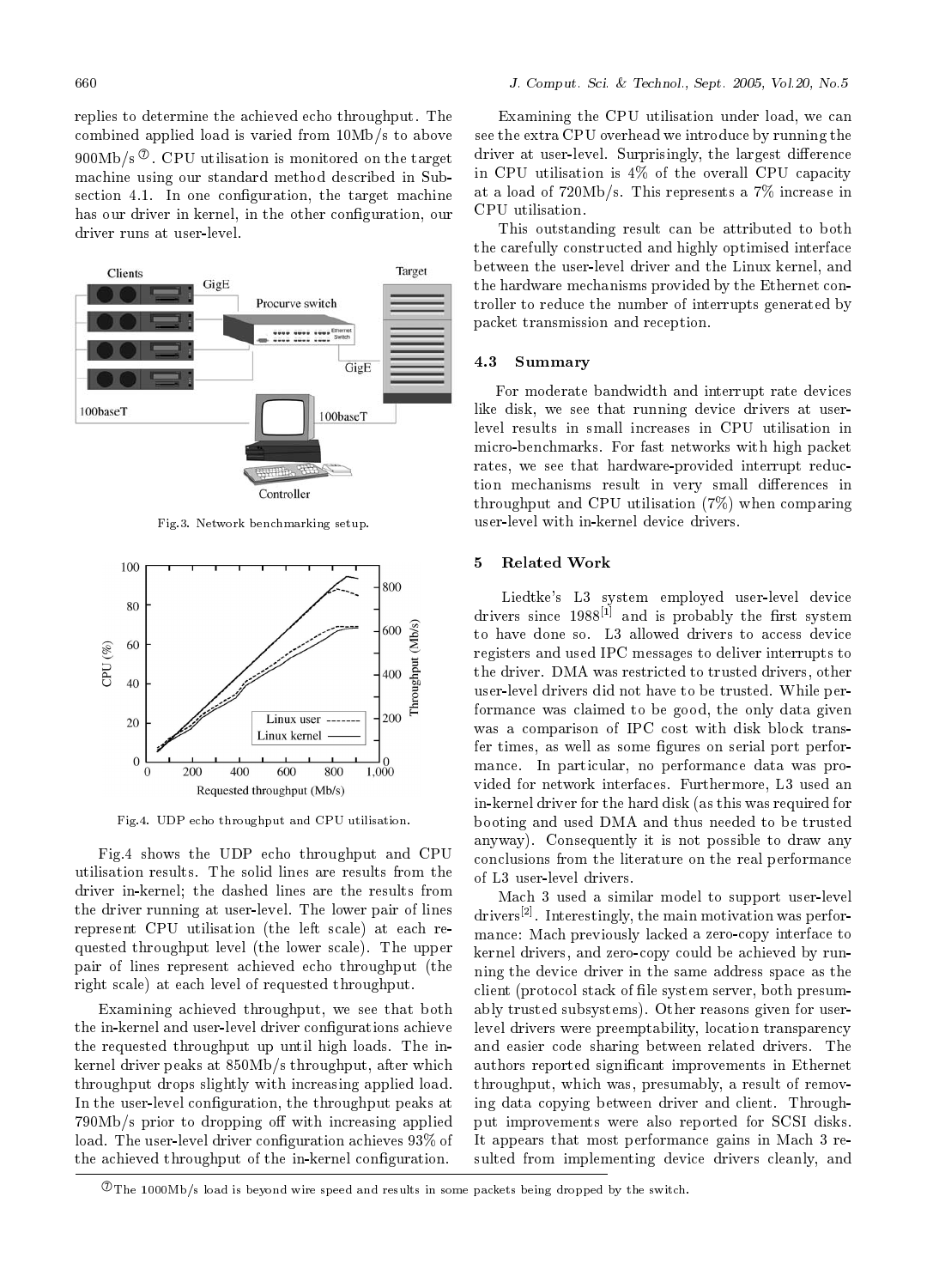replies to determine the achieved echo throughput. The combined applied load is varied from 10Mb/s to above 900Mb/s [7]. CPU utilisation is monitored on the target machine using our standard method described in Subsection 4.1. In one configuration, the target machine has our driver in kernel, in the other configuration, our driver runs at user-level.

Fig.3. Network benchmarking setup.

Fig.4. UDP echo throughput and CPU utilisation.

Fig.4 shows the UDP echo throughput and CPU utilisation results. The solid lines are results from the driver in-kernel; the dashed lines are the results from the driver running at user-level. The lower pair of lines represent CPU utilisation (the left scale) at each requested throughput level (the lower scale). The upper pair of lines represent achieved echo throughput (the right scale) at each level of requested throughput.

Examining achieved throughput, we see that both the in-kernel and user-level driver configurations achieve the requested throughput up until high loads. The in-kernel driver peaks at 850Mb/s throughput, after which throughput drops slightly with increasing applied load. In the user-level configuration, the throughput peaks at 790Mb/s prior to dropping off with increasing applied load. The user-level driver configuration achieves 93% of the achieved throughput of the in-kernel configuration.

Examining the CPU utilisation under load, we can see the extra CPU overhead we introduce by running the driver at user-level. Surprisingly, the largest difference in CPU utilisation is 4% of the overall CPU capacity at a load of 720Mb/s. This represents a 7% increase in CPU utilisation.

This outstanding result can be attributed to both the carefully constructed and highly optimised interface between the user-level driver and the Linux kernel, and the hardware mechanisms provided by the Ethernet controller to reduce the number of interrupts generated by packet transmission and reception.

### 4.3 Summary

For moderate bandwidth and interrupt rate devices like disk, we see that running device drivers at user-level results in small increases in CPU utilisation in micro-benchmarks. For fast networks with high packet rates, we see that hardware-provided interrupt reduction mechanisms result in very small differences in throughput and CPU utilisation (7%) when comparing user-level with in-kernel device drivers.

## 5 Related Work

Liedtke's L3 system employed user-level device drivers since 1988[1] and is probably the first system to have done so. L3 allowed drivers to access device registers and used IPC messages to deliver interrupts to the driver. DMA was restricted to trusted drivers, other user-level drivers did not have to be trusted. While performance was claimed to be good, the only data given was a comparison of IPC cost with disk block transfer times, as well as some figures on serial port performance. In particular, no performance data was provided for network interfaces. Furthermore, L3 used an in-kernel driver for the hard disk (as this was required for booting and used DMA and thus needed to be trusted anyway). Consequently it is not possible to draw any conclusions from the literature on the real performance of L3 user-level drivers.

Mach 3 used a similar model to support user-level drivers[2]. Interestingly, the main motivation was performance: Mach previously lacked a zero-copy interface to kernel drivers, and zero-copy could be achieved by running the device driver in the same address space as the client (protocol stack of file system server, both presumably trusted subsystems). Other reasons given for user-level drivers were preemptability, location transparency and easier code sharing between related drivers. The authors reported significant improvements in Ethernet throughput, which was, presumably, a result of removing data copying between driver and client. Throughput improvements were also reported for SCSI disks. It appears that most performance gains in Mach 3 resulted from implementing device drivers cleanly, and

[7] The 1000Mb/s load is beyond wire speed and results in some packets being dropped by the switch.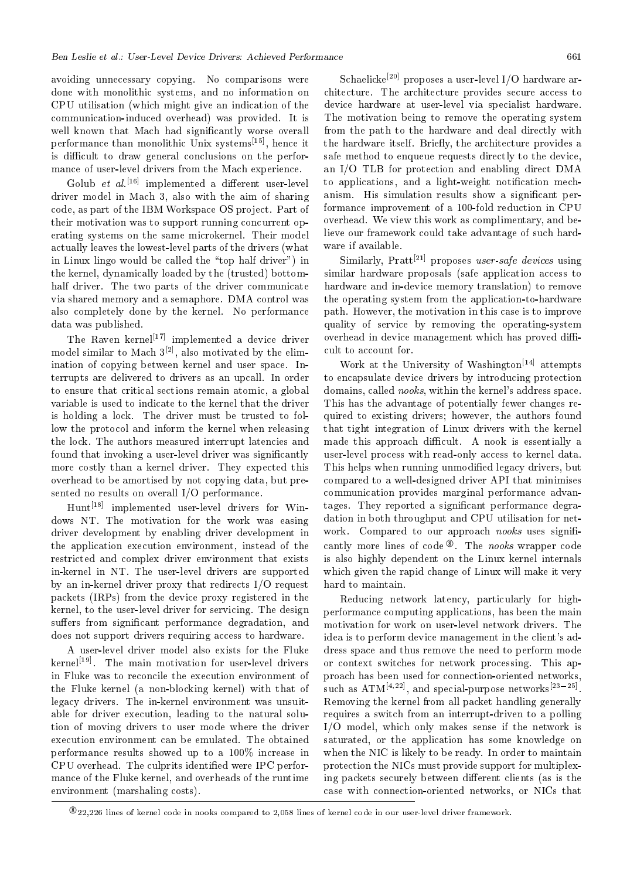avoiding unnecessary copying. No comparisons were done with monolithic systems, and no information on CPU utilisation (which might give an indication of the communication-induced overhead) was provided. It is well known that Mach had significantly worse overall performance than monolithic Unix systems[15], hence it is difficult to draw general conclusions on the performance of user-level drivers from the Mach experience.

Golub *et al.*[16] implemented a different user-level driver model in Mach 3, also with the aim of sharing code, as part of the IBM Workspace OS project. Part of their motivation was to support running concurrent operating systems on the same microkernel. Their model actually leaves the lowest-level parts of the drivers (what in Linux lingo would be called the "top half driver") in the kernel, dynamically loaded by the (trusted) bottom-half driver. The two parts of the driver communicate via shared memory and a semaphore. DMA control was also completely done by the kernel. No performance data was published.

The Raven kernel[17] implemented a device driver model similar to Mach 3[2], also motivated by the elimination of copying between kernel and user space. Interrupts are delivered to drivers as an upcall. In order to ensure that critical sections remain atomic, a global variable is used to indicate to the kernel that the driver is holding a lock. The driver must be trusted to follow the protocol and inform the kernel when releasing the lock. The authors measured interrupt latencies and found that invoking a user-level driver was significantly more costly than a kernel driver. They expected this overhead to be amortised by not copying data, but presented no results on overall I/O performance.

Hunt[18] implemented user-level drivers for Windows NT. The motivation for the work was easing driver development by enabling driver development in the application execution environment, instead of the restricted and complex driver environment that exists in-kernel in NT. The user-level drivers are supported by an in-kernel driver proxy that redirects I/O request packets (IRPs) from the device proxy registered in the kernel, to the user-level driver for servicing. The design suffers from significant performance degradation, and does not support drivers requiring access to hardware.

A user-level driver model also exists for the Fluke kernel[19]. The main motivation for user-level drivers in Fluke was to reconcile the execution environment of the Fluke kernel (a non-blocking kernel) with that of legacy drivers. The in-kernel environment was unsuitable for driver execution, leading to the natural solution of moving drivers to user mode where the driver execution environment can be emulated. The obtained performance results showed up to a 100% increase in CPU overhead. The culprits identified were IPC performance of the Fluke kernel, and overheads of the runtime environment (marshaling costs).

Schaelicke[20] proposes a user-level I/O hardware architecture. The architecture provides secure access to device hardware at user-level via specialist hardware. The motivation being to remove the operating system from the path to the hardware and deal directly with the hardware itself. Briefly, the architecture provides a safe method to enqueue requests directly to the device, an I/O TLB for protection and enabling direct DMA to applications, and a light-weight notification mechanism. His simulation results show a significant performance improvement of a 100-fold reduction in CPU overhead. We view this work as complimentary, and believe our framework could take advantage of such hardware if available.

Similarly, Pratt[21] proposes *user-safe devices* using similar hardware proposals (safe application access to hardware and in-device memory translation) to remove the operating system from the application-to-hardware path. However, the motivation in this case is to improve quality of service by removing the operating-system overhead in device management which has proved difficult to account for.

Work at the University of Washington[14] attempts to encapsulate device drivers by introducing protection domains, called *nooks*, within the kernel's address space. This has the advantage of potentially fewer changes required to existing drivers; however, the authors found that tight integration of Linux drivers with the kernel made this approach difficult. A nook is essentially a user-level process with read-only access to kernel data. This helps when running unmodified legacy drivers, but compared to a well-designed driver API that minimises communication provides marginal performance advantages. They reported a significant performance degradation in both throughput and CPU utilisation for network. Compared to our approach *nooks* uses significantly more lines of code ⑧. The *nooks* wrapper code is also highly dependent on the Linux kernel internals which given the rapid change of Linux will make it very hard to maintain.

Reducing network latency, particularly for high-performance computing applications, has been the main motivation for work on user-level network drivers. The idea is to perform device management in the client's address space and thus remove the need to perform mode or context switches for network processing. This approach has been used for connection-oriented networks, such as ATM[4,22], and special-purpose networks[23–25]. Removing the kernel from all packet handling generally requires a switch from an interrupt-driven to a polling I/O model, which only makes sense if the network is saturated, or the application has some knowledge on when the NIC is likely to be ready. In order to maintain protection the NICs must provide support for multiplexing packets securely between different clients (as is the case with connection-oriented networks, or NICs that

⑧22,226 lines of kernel code in nooks compared to 2,058 lines of kernel code in our user-level driver framework.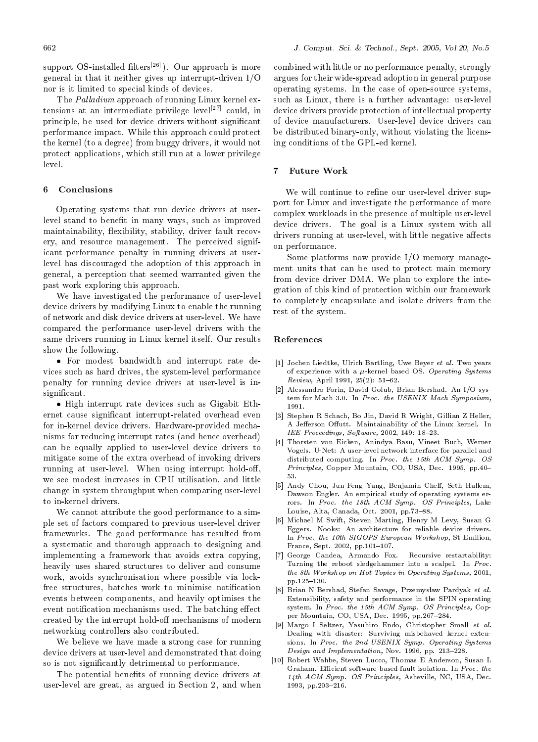support OS-installed filters[26]). Our approach is more general in that it neither gives up interrupt-driven I/O nor is it limited to special kinds of devices.

The *Palladium* approach of running Linux kernel extensions at an intermediate privilege level[27] could, in principle, be used for device drivers without significant performance impact. While this approach could protect the kernel (to a degree) from buggy drivers, it would not protect applications, which still run at a lower privilege level.

## 6 Conclusions

Operating systems that run device drivers at user-level stand to benefit in many ways, such as improved maintainability, flexibility, stability, driver fault recovery, and resource management. The perceived significant performance penalty in running drivers at user-level has discouraged the adoption of this approach in general, a perception that seemed warranted given the past work exploring this approach.

We have investigated the performance of user-level device drivers by modifying Linux to enable the running of network and disk device drivers at user-level. We have compared the performance user-level drivers with the same drivers running in Linux kernel itself. Our results show the following.

- For modest bandwidth and interrupt rate devices such as hard drives, the system-level performance penalty for running device drivers at user-level is insignificant.
- High interrupt rate devices such as Gigabit Ethernet cause significant interrupt-related overhead even for in-kernel device drivers. Hardware-provided mechanisms for reducing interrupt rates (and hence overhead) can be equally applied to user-level device drivers to mitigate some of the extra overhead of invoking drivers running at user-level. When using interrupt hold-off, we see modest increases in CPU utilisation, and little change in system throughput when comparing user-level to in-kernel drivers.

We cannot attribute the good performance to a simple set of factors compared to previous user-level driver frameworks. The good performance has resulted from a systematic and thorough approach to designing and implementing a framework that avoids extra copying, heavily uses shared structures to deliver and consume work, avoids synchronisation where possible via lock-free structures, batches work to minimise notification events between components, and heavily optimises the event notification mechanisms used. The batching effect created by the interrupt hold-off mechanisms of modern networking controllers also contributed.

We believe we have made a strong case for running device drivers at user-level and demonstrated that doing so is not significantly detrimental to performance.

The potential benefits of running device drivers at user-level are great, as argued in Section 2, and when combined with little or no performance penalty, strongly argues for their wide-spread adoption in general purpose operating systems. In the case of open-source systems, such as Linux, there is a further advantage: user-level device drivers provide protection of intellectual property of device manufacturers. User-level device drivers can be distributed binary-only, without violating the licensing conditions of the GPL-ed kernel.

## 7 Future Work

We will continue to refine our user-level driver support for Linux and investigate the performance of more complex workloads in the presence of multiple user-level device drivers. The goal is a Linux system with all drivers running at user-level, with little negative affects on performance.

Some platforms now provide I/O memory management units that can be used to protect main memory from device driver DMA. We plan to explore the integration of this kind of protection within our framework to completely encapsulate and isolate drivers from the rest of the system.

## References

[1] Jochen Liedtke, Ulrich Bartling, Uwe Beyer *et al.* Two years of experience with a $\mu$-kernel based OS. *Operating Systems Review,* April 1991, 25(2): 51–62.

[2] Alessandro Forin, David Golub, Brian Bershad. An I/O system for Mach 3.0. In *Proc. the USENIX Mach Symposium,* 1991.

[3] Stephen R Schach, Bo Jin, David R Wright, Gillian Z Heller, A Jefferson Offutt. Maintainability of the Linux kernel. In *IEE Proceedings, Software,* 2002, 149: 18–23.

[4] Thorsten von Eicken, Anindya Basu, Vineet Buch, Werner Vogels. U-Net: A user-level network interface for parallel and distributed computing. In *Proc. the 15th ACM Symp. OS Principles,* Copper Mountain, CO, USA, Dec. 1995, pp.40–53.

[5] Andy Chou, Jun-Feng Yang, Benjamin Chelf, Seth Hallem, Dawson Engler. An empirical study of operating systems errors. In *Proc. the 18th ACM Symp. OS Principles,* Lake Louise, Alta, Canada, Oct. 2001, pp.73–88.

[6] Michael M Swift, Steven Marting, Henry M Levy, Susan G Eggers. Nooks: An architecture for reliable device drivers. In *Proc. the 10th SIGOPS European Workshop,* St Emilion, France, Sept. 2002, pp.101–107.

[7] George Candea, Armando Fox. Recursive restartability: Turning the reboot sledgehammer into a scalpel. In *Proc. the 8th Workshop on Hot Topics in Operating Systems,* 2001, pp.125–130.

[8] Brian N Bershad, Stefan Savage, Przemysław Pardyak *et al.* Extensibility, safety and performance in the SPIN operating system. In *Proc. the 15th ACM Symp. OS Principles,* Copper Mountain, CO, USA, Dec. 1995, pp.267–284.

[9] Margo I Seltzer, Yasuhiro Endo, Christopher Small *et al.* Dealing with disaster: Surviving misbehaved kernel extensions. In *Proc. the 2nd USENIX Symp. Operating Systems Design and Implementation,* Nov. 1996, pp. 213–228.

[10] Robert Wahbe, Steven Lucco, Thomas E Anderson, Susan L Graham. Efficient software-based fault isolation. In *Proc. the 14th ACM Symp. OS Principles,* Asheville, NC, USA, Dec. 1993, pp.203–216.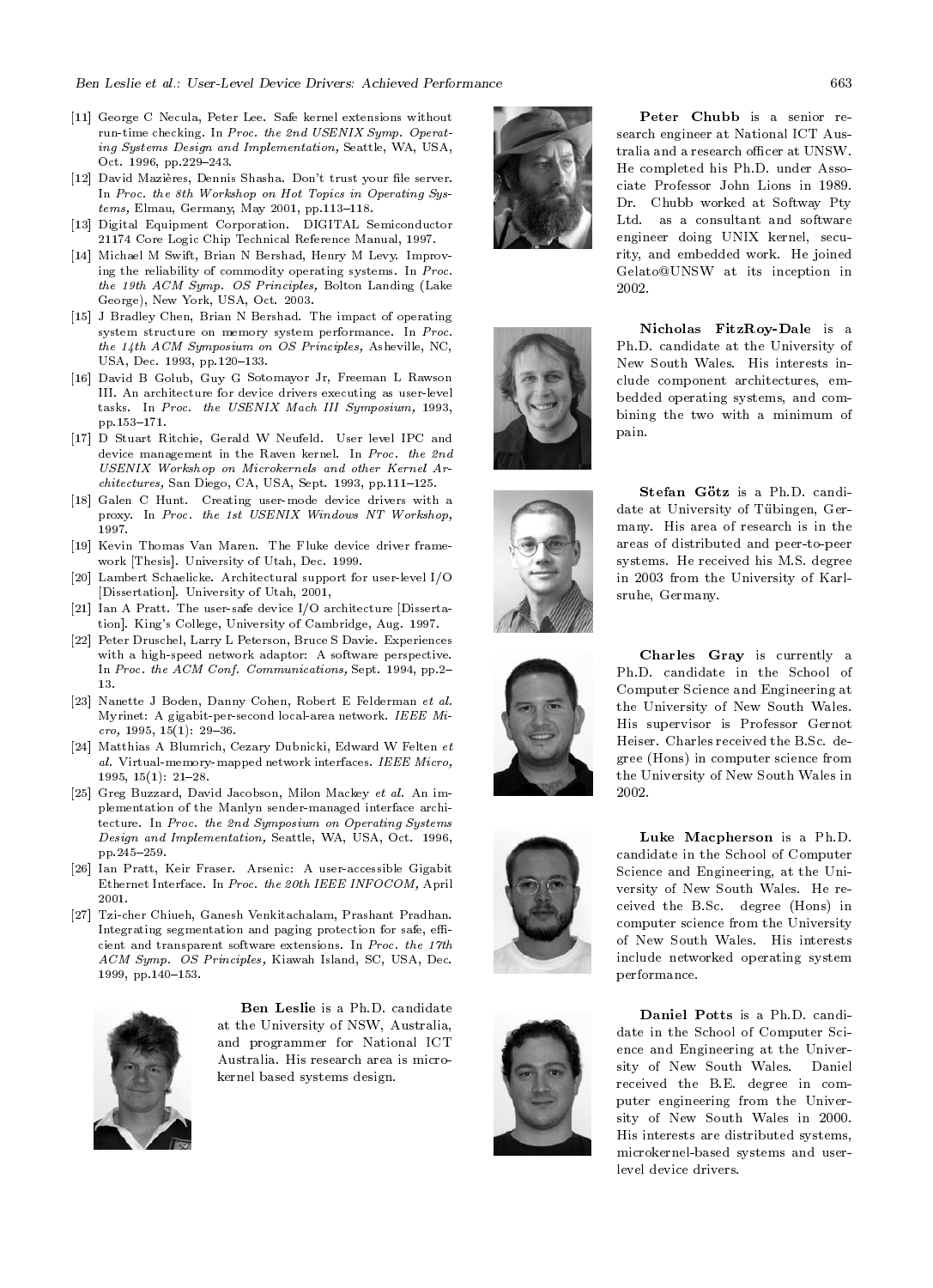[11] George C Necula, Peter Lee. Safe kernel extensions without run-time checking. In *Proc. the 2nd USENIX Symp. Operating Systems Design and Implementation,* Seattle, WA, USA, Oct. 1996, pp.229–243.

[12] David Mazières, Dennis Shasha. Don't trust your file server. In *Proc. the 8th Workshop on Hot Topics in Operating Systems,* Elmau, Germany, May 2001, pp.113–118.

[13] Digital Equipment Corporation. DIGITAL Semiconductor 21174 Core Logic Chip Technical Reference Manual, 1997.

[14] Michael M Swift, Brian N Bershad, Henry M Levy. Improving the reliability of commodity operating systems. In *Proc. the 19th ACM Symp. OS Principles,* Bolton Landing (Lake George), New York, USA, Oct. 2003.

[15] J Bradley Chen, Brian N Bershad. The impact of operating system structure on memory system performance. In *Proc. the 14th ACM Symposium on OS Principles,* Asheville, NC, USA, Dec. 1993, pp.120–133.

[16] David B Golub, Guy G Sotomayor Jr, Freeman L Rawson III. An architecture for device drivers executing as user-level tasks. In *Proc. the USENIX Mach III Symposium,* 1993, pp.153–171.

[17] D Stuart Ritchie, Gerald W Neufeld. User level IPC and device management in the Raven kernel. In *Proc. the 2nd USENIX Workshop on Microkernels and other Kernel Architectures,* San Diego, CA, USA, Sept. 1993, pp.111–125.

[18] Galen C Hunt. Creating user-mode device drivers with a proxy. In *Proc. the 1st USENIX Windows NT Workshop,* 1997.

[19] Kevin Thomas Van Maren. The Fluke device driver framework [Thesis]. University of Utah, Dec. 1999.

[20] Lambert Schaelicke. Architectural support for user-level I/O [Dissertation]. University of Utah, 2001,

[21] Ian A Pratt. The user-safe device I/O architecture [Dissertation]. King's College, University of Cambridge, Aug. 1997.

[22] Peter Druschel, Larry L Peterson, Bruce S Davie. Experiences with a high-speed network adaptor: A software perspective. In *Proc. the ACM Conf. Communications,* Sept. 1994, pp.2–13.

[23] Nanette J Boden, Danny Cohen, Robert E Felderman *et al.* Myrinet: A gigabit-per-second local-area network. *IEEE Micro,* 1995, 15(1): 29–36.

[24] Matthias A Blumrich, Cezary Dubnicki, Edward W Felten *et al.* Virtual-memory-mapped network interfaces. *IEEE Micro,* 1995, 15(1): 21–28.

[25] Greg Buzzard, David Jacobson, Milon Mackey *et al.* An implementation of the Manlyn sender-managed interface architecture. In *Proc. the 2nd Symposium on Operating Systems Design and Implementation,* Seattle, WA, USA, Oct. 1996, pp.245–259.

[26] Ian Pratt, Keir Fraser. Arsenic: A user-accessible Gigabit Ethernet Interface. In *Proc. the 20th IEEE INFOCOM,* April 2001.

[27] Tzi-cher Chiueh, Ganesh Venkitachalam, Prashant Pradhan. Integrating segmentation and paging protection for safe, efficient and transparent software extensions. In *Proc. the 17th ACM Symp. OS Principles,* Kiawah Island, SC, USA, Dec. 1999, pp.140–153.

**Ben Leslie** is a Ph.D. candidate at the University of NSW, Australia, and programmer for National ICT Australia. His research area is microkernel based systems design.

**Peter Chubb** is a senior research engineer at National ICT Australia and a research officer at UNSW. He completed his Ph.D. under Associate Professor John Lions in 1989. Dr. Chubb worked at Softway Pty Ltd. as a consultant and software engineer doing UNIX kernel, security, and embedded work. He joined Gelato@UNSW at its inception in 2002.

**Nicholas FitzRoy-Dale** is a Ph.D. candidate at the University of New South Wales. His interests include component architectures, embedded operating systems, and combining the two with a minimum of pain.

**Stefan Götz** is a Ph.D. candidate at University of Tübingen, Germany. His area of research is in the areas of distributed and peer-to-peer systems. He received his M.S. degree in 2003 from the University of Karlsruhe, Germany.

**Charles Gray** is currently a Ph.D. candidate in the School of Computer Science and Engineering at the University of New South Wales. His supervisor is Professor Gernot Heiser. Charles received the B.Sc. degree (Hons) in computer science from the University of New South Wales in 2002.

**Luke Macpherson** is a Ph.D. candidate in the School of Computer Science and Engineering, at the University of New South Wales. He received the B.Sc. degree (Hons) in computer science from the University of New South Wales. His interests include networked operating system performance.

**Daniel Potts** is a Ph.D. candidate in the School of Computer Science and Engineering at the University of New South Wales. Daniel received the B.E. degree in computer engineering from the University of New South Wales in 2000. His interests are distributed systems, microkernel-based systems and user-level device drivers.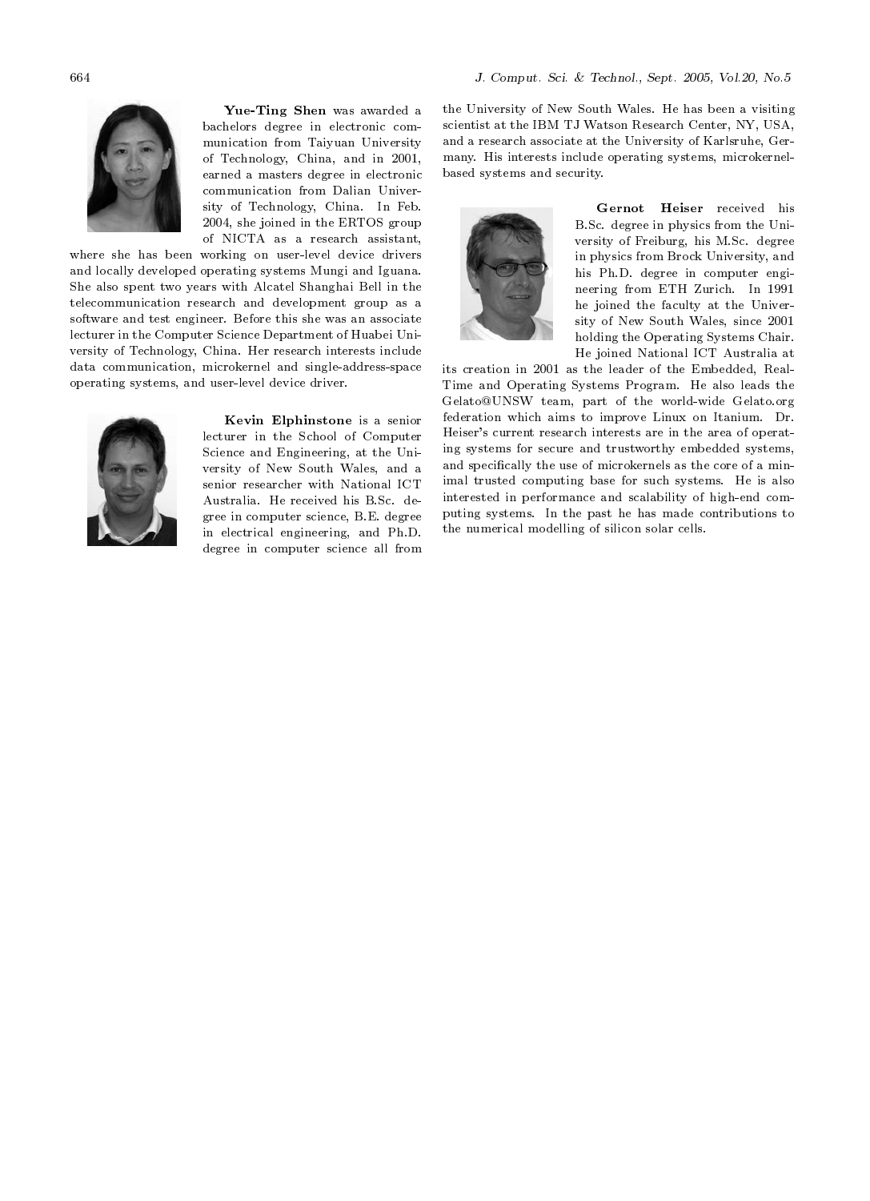**Yue-Ting Shen** was awarded a bachelors degree in electronic communication from Taiyuan University of Technology, China, and in 2001, earned a masters degree in electronic communication from Dalian University of Technology, China. In Feb. 2004, she joined in the ERTOS group of NICTA as a research assistant, where she has been working on user-level device drivers and locally developed operating systems Mungi and Iguana. She also spent two years with Alcatel Shanghai Bell in the telecommunication research and development group as a software and test engineer. Before this she was an associate lecturer in the Computer Science Department of Huabei University of Technology, China. Her research interests include data communication, microkernel and single-address-space operating systems, and user-level device driver.

**Kevin Elphinstone** is a senior lecturer in the School of Computer Science and Engineering, at the University of New South Wales, and a senior researcher with National ICT Australia. He received his B.Sc. degree in computer science, B.E. degree in electrical engineering, and Ph.D. degree in computer science all from the University of New South Wales. He has been a visiting scientist at the IBM TJ Watson Research Center, NY, USA, and a research associate at the University of Karlsruhe, Germany. His interests include operating systems, microkernel-based systems and security.

**Gernot Heiser** received his B.Sc. degree in physics from the University of Freiburg, his M.Sc. degree in physics from Brock University, and his Ph.D. degree in computer engineering from ETH Zurich. In 1991 he joined the faculty at the University of New South Wales, since 2001 holding the Operating Systems Chair. He joined National ICT Australia at its creation in 2001 as the leader of the Embedded, Real-Time and Operating Systems Program. He also leads the Gelato@UNSW team, part of the world-wide Gelato.org federation which aims to improve Linux on Itanium. Dr. Heiser's current research interests are in the area of operating systems for secure and trustworthy embedded systems, and specifically the use of microkernels as the core of a minimal trusted computing base for such systems. He is also interested in performance and scalability of high-end computing systems. In the past he has made contributions to the numerical modelling of silicon solar cells.